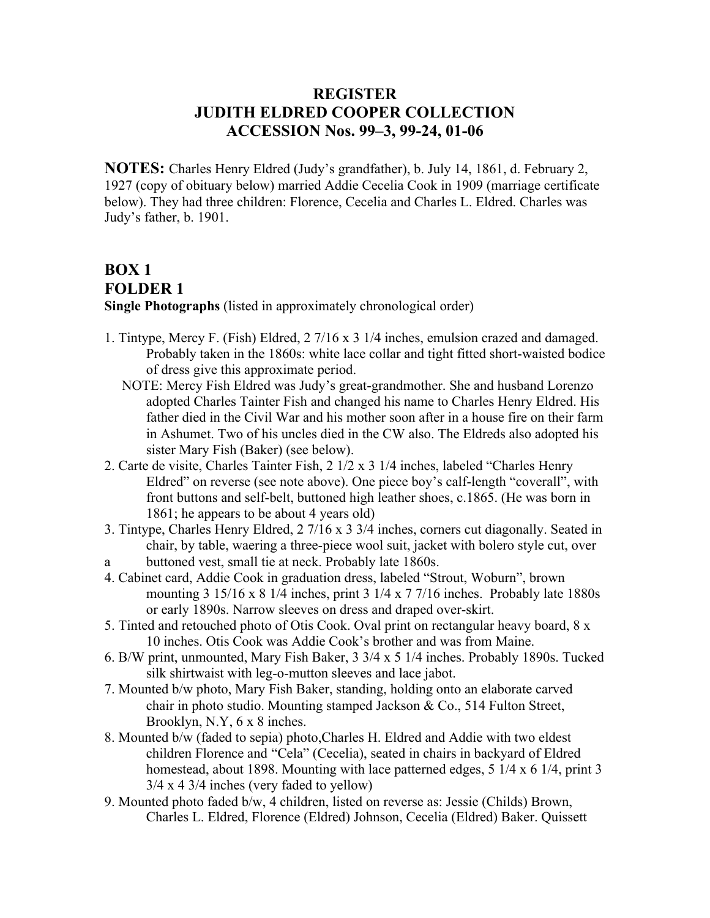# REGISTER
# JUDITH ELDRED COOPER COLLECTION
# ACCESSION Nos. 99–3, 99-24, 01-06

**NOTES:** Charles Henry Eldred (Judy's grandfather), b. July 14, 1861, d. February 2, 1927 (copy of obituary below) married Addie Cecelia Cook in 1909 (marriage certificate below). They had three children: Florence, Cecelia and Charles L. Eldred. Charles was Judy's father, b. 1901.

## BOX 1
## FOLDER 1

**Single Photographs** (listed in approximately chronological order)

1. Tintype, Mercy F. (Fish) Eldred, 2 7/16 x 3 1/4 inches, emulsion crazed and damaged. Probably taken in the 1860s: white lace collar and tight fitted short-waisted bodice of dress give this approximate period.
   NOTE: Mercy Fish Eldred was Judy's great-grandmother. She and husband Lorenzo adopted Charles Tainter Fish and changed his name to Charles Henry Eldred. His father died in the Civil War and his mother soon after in a house fire on their farm in Ashumet. Two of his uncles died in the CW also. The Eldreds also adopted his sister Mary Fish (Baker) (see below).
2. Carte de visite, Charles Tainter Fish, 2 1/2 x 3 1/4 inches, labeled "Charles Henry Eldred" on reverse (see note above). One piece boy's calf-length "coverall", with front buttons and self-belt, buttoned high leather shoes, c.1865. (He was born in 1861; he appears to be about 4 years old)
3. Tintype, Charles Henry Eldred, 2 7/16 x 3 3/4 inches, corners cut diagonally. Seated in chair, by table, waering a three-piece wool suit, jacket with bolero style cut, over a buttoned vest, small tie at neck. Probably late 1860s.
4. Cabinet card, Addie Cook in graduation dress, labeled "Strout, Woburn", brown mounting 3 15/16 x 8 1/4 inches, print 3 1/4 x 7 7/16 inches. Probably late 1880s or early 1890s. Narrow sleeves on dress and draped over-skirt.
5. Tinted and retouched photo of Otis Cook. Oval print on rectangular heavy board, 8 x 10 inches. Otis Cook was Addie Cook's brother and was from Maine.
6. B/W print, unmounted, Mary Fish Baker, 3 3/4 x 5 1/4 inches. Probably 1890s. Tucked silk shirtwaist with leg-o-mutton sleeves and lace jabot.
7. Mounted b/w photo, Mary Fish Baker, standing, holding onto an elaborate carved chair in photo studio. Mounting stamped Jackson & Co., 514 Fulton Street, Brooklyn, N.Y, 6 x 8 inches.
8. Mounted b/w (faded to sepia) photo,Charles H. Eldred and Addie with two eldest children Florence and "Cela" (Cecelia), seated in chairs in backyard of Eldred homestead, about 1898. Mounting with lace patterned edges, 5 1/4 x 6 1/4, print 3 3/4 x 4 3/4 inches (very faded to yellow)
9. Mounted photo faded b/w, 4 children, listed on reverse as: Jessie (Childs) Brown, Charles L. Eldred, Florence (Eldred) Johnson, Cecelia (Eldred) Baker. Quissett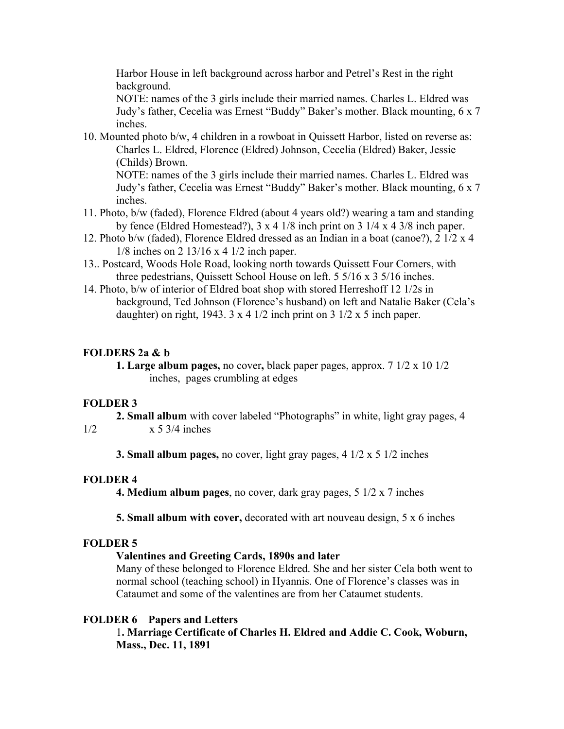Harbor House in left background across harbor and Petrel's Rest in the right background.

NOTE: names of the 3 girls include their married names. Charles L. Eldred was Judy's father, Cecelia was Ernest "Buddy" Baker's mother. Black mounting, 6 x 7 inches.

10. Mounted photo b/w, 4 children in a rowboat in Quissett Harbor, listed on reverse as: Charles L. Eldred, Florence (Eldred) Johnson, Cecelia (Eldred) Baker, Jessie (Childs) Brown.

    NOTE: names of the 3 girls include their married names. Charles L. Eldred was Judy's father, Cecelia was Ernest "Buddy" Baker's mother. Black mounting, 6 x 7 inches.

11. Photo, b/w (faded), Florence Eldred (about 4 years old?) wearing a tam and standing by fence (Eldred Homestead?), 3 x 4 1/8 inch print on 3 1/4 x 4 3/8 inch paper.
12. Photo b/w (faded), Florence Eldred dressed as an Indian in a boat (canoe?), 2 1/2 x 4 1/8 inches on 2 13/16 x 4 1/2 inch paper.
13.. Postcard, Woods Hole Road, looking north towards Quissett Four Corners, with three pedestrians, Quissett School House on left. 5 5/16 x 3 5/16 inches.
14. Photo, b/w of interior of Eldred boat shop with stored Herreshoff 12 1/2s in background, Ted Johnson (Florence's husband) on left and Natalie Baker (Cela's daughter) on right, 1943. 3 x 4 1/2 inch print on 3 1/2 x 5 inch paper.

**FOLDERS 2a & b**

**1. Large album pages,** no cover**,** black paper pages, approx. 7 1/2 x 10 1/2 inches, pages crumbling at edges

**FOLDER 3**

**2. Small album** with cover labeled "Photographs" in white, light gray pages, 4 1/2 x 5 3/4 inches

**3. Small album pages,** no cover, light gray pages, 4 1/2 x 5 1/2 inches

**FOLDER 4**

**4. Medium album pages**, no cover, dark gray pages, 5 1/2 x 7 inches

**5. Small album with cover,** decorated with art nouveau design, 5 x 6 inches

**FOLDER 5**

**Valentines and Greeting Cards, 1890s and later**

Many of these belonged to Florence Eldred. She and her sister Cela both went to normal school (teaching school) in Hyannis. One of Florence's classes was in Cataumet and some of the valentines are from her Cataumet students.

**FOLDER 6 Papers and Letters**

1**. Marriage Certificate of Charles H. Eldred and Addie C. Cook, Woburn, Mass., Dec. 11, 1891**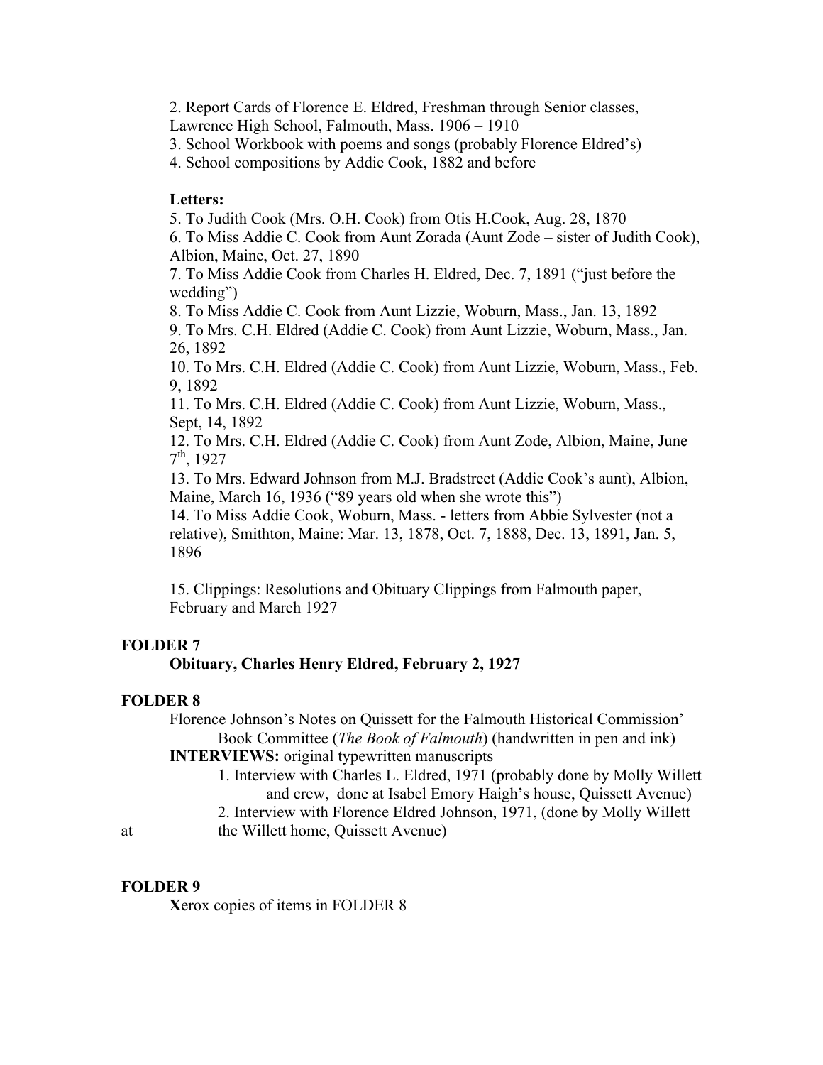2. Report Cards of Florence E. Eldred, Freshman through Senior classes, Lawrence High School, Falmouth, Mass. 1906 – 1910

3. School Workbook with poems and songs (probably Florence Eldred's)

4. School compositions by Addie Cook, 1882 and before

**Letters:**

5. To Judith Cook (Mrs. O.H. Cook) from Otis H.Cook, Aug. 28, 1870

6. To Miss Addie C. Cook from Aunt Zorada (Aunt Zode – sister of Judith Cook), Albion, Maine, Oct. 27, 1890

7. To Miss Addie Cook from Charles H. Eldred, Dec. 7, 1891 ("just before the wedding")

8. To Miss Addie C. Cook from Aunt Lizzie, Woburn, Mass., Jan. 13, 1892

9. To Mrs. C.H. Eldred (Addie C. Cook) from Aunt Lizzie, Woburn, Mass., Jan. 26, 1892

10. To Mrs. C.H. Eldred (Addie C. Cook) from Aunt Lizzie, Woburn, Mass., Feb. 9, 1892

11. To Mrs. C.H. Eldred (Addie C. Cook) from Aunt Lizzie, Woburn, Mass., Sept, 14, 1892

12. To Mrs. C.H. Eldred (Addie C. Cook) from Aunt Zode, Albion, Maine, June 7th, 1927

13. To Mrs. Edward Johnson from M.J. Bradstreet (Addie Cook's aunt), Albion, Maine, March 16, 1936 ("89 years old when she wrote this")

14. To Miss Addie Cook, Woburn, Mass. - letters from Abbie Sylvester (not a relative), Smithton, Maine: Mar. 13, 1878, Oct. 7, 1888, Dec. 13, 1891, Jan. 5, 1896

15. Clippings: Resolutions and Obituary Clippings from Falmouth paper, February and March 1927

**FOLDER 7**

**Obituary, Charles Henry Eldred, February 2, 1927**

**FOLDER 8**

Florence Johnson's Notes on Quissett for the Falmouth Historical Commission' Book Committee (*The Book of Falmouth*) (handwritten in pen and ink)

**INTERVIEWS:** original typewritten manuscripts

1. Interview with Charles L. Eldred, 1971 (probably done by Molly Willett and crew, done at Isabel Emory Haigh's house, Quissett Avenue)
2. Interview with Florence Eldred Johnson, 1971, (done by Molly Willett at the Willett home, Quissett Avenue)

**FOLDER 9**

**X**erox copies of items in FOLDER 8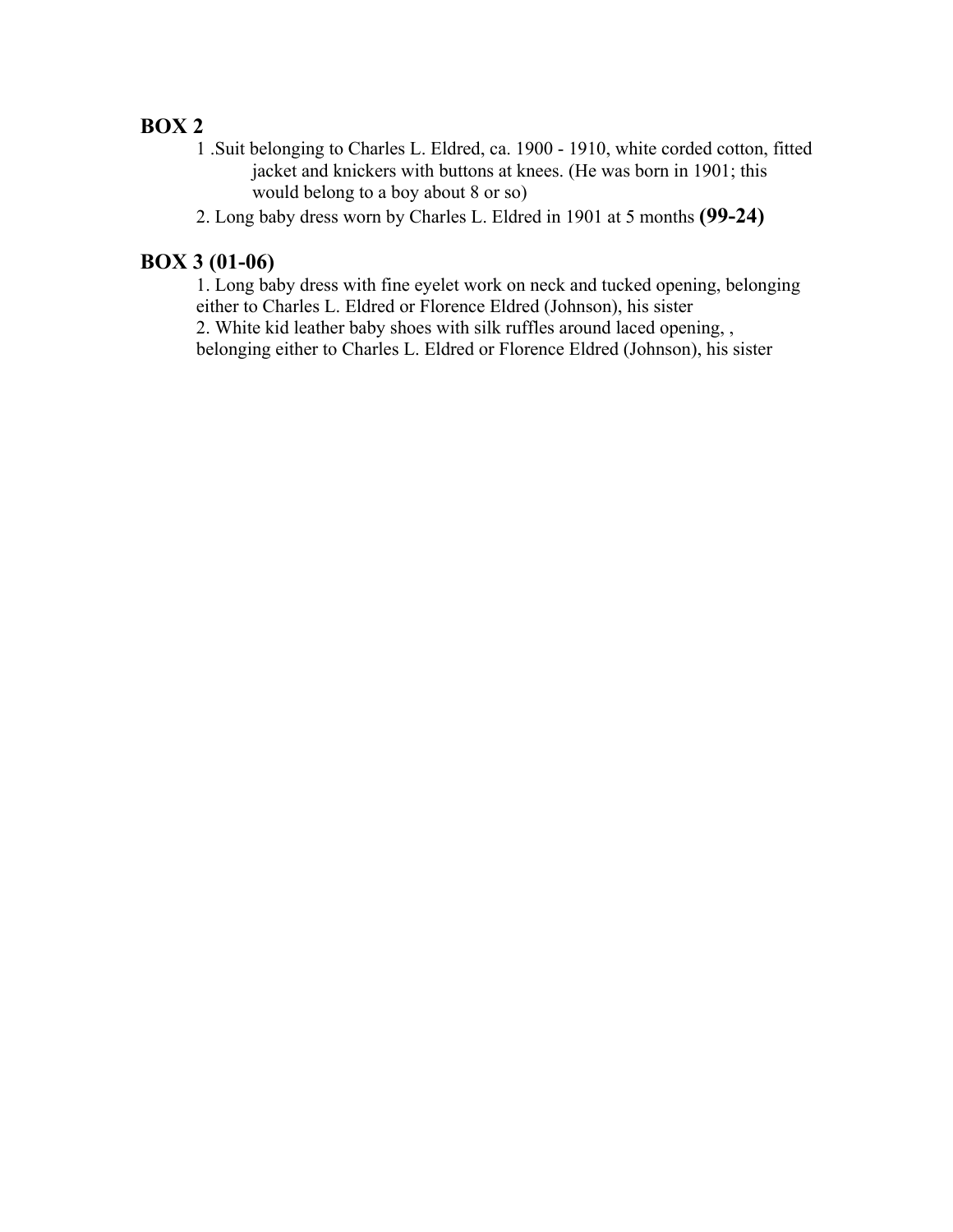## BOX 2

1 .Suit belonging to Charles L. Eldred, ca. 1900 - 1910, white corded cotton, fitted jacket and knickers with buttons at knees. (He was born in 1901; this would belong to a boy about 8 or so)

2. Long baby dress worn by Charles L. Eldred in 1901 at 5 months **(99-24)**

## BOX 3 (01-06)

1. Long baby dress with fine eyelet work on neck and tucked opening, belonging either to Charles L. Eldred or Florence Eldred (Johnson), his sister
2. White kid leather baby shoes with silk ruffles around laced opening, , belonging either to Charles L. Eldred or Florence Eldred (Johnson), his sister